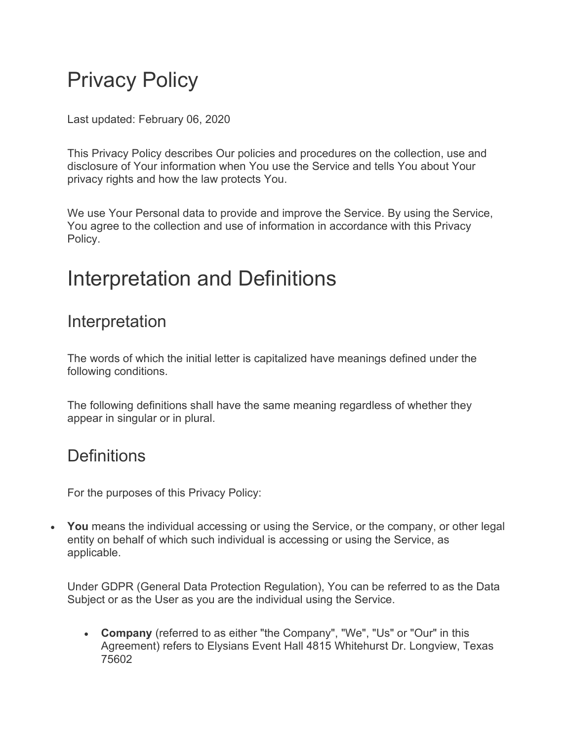# Privacy Policy

Last updated: February 06, 2020

This Privacy Policy describes Our policies and procedures on the collection, use and disclosure of Your information when You use the Service and tells You about Your privacy rights and how the law protects You.

We use Your Personal data to provide and improve the Service. By using the Service, You agree to the collection and use of information in accordance with this Privacy Policy.

# Interpretation and Definitions

## Interpretation

The words of which the initial letter is capitalized have meanings defined under the following conditions.

The following definitions shall have the same meaning regardless of whether they appear in singular or in plural.

## Definitions

For the purposes of this Privacy Policy:

- **You** means the individual accessing or using the Service, or the company, or other legal entity on behalf of which such individual is accessing or using the Service, as applicable.

  Under GDPR (General Data Protection Regulation), You can be referred to as the Data Subject or as the User as you are the individual using the Service.

  - **Company** (referred to as either "the Company", "We", "Us" or "Our" in this Agreement) refers to Elysians Event Hall 4815 Whitehurst Dr. Longview, Texas 75602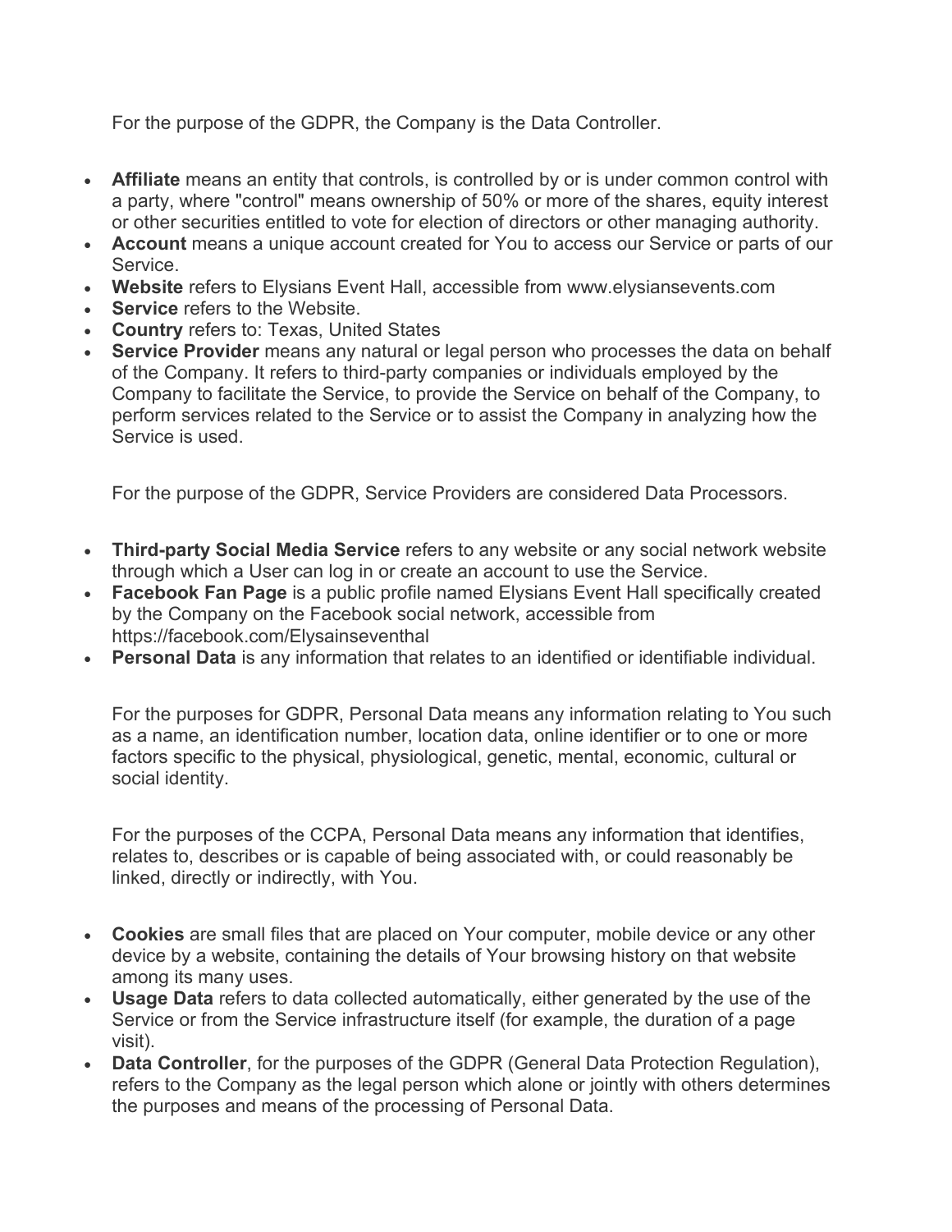For the purpose of the GDPR, the Company is the Data Controller.

- **Affiliate** means an entity that controls, is controlled by or is under common control with a party, where "control" means ownership of 50% or more of the shares, equity interest or other securities entitled to vote for election of directors or other managing authority.
- **Account** means a unique account created for You to access our Service or parts of our Service.
- **Website** refers to Elysians Event Hall, accessible from www.elysiansevents.com
- **Service** refers to the Website.
- **Country** refers to: Texas, United States
- **Service Provider** means any natural or legal person who processes the data on behalf of the Company. It refers to third-party companies or individuals employed by the Company to facilitate the Service, to provide the Service on behalf of the Company, to perform services related to the Service or to assist the Company in analyzing how the Service is used.

  For the purpose of the GDPR, Service Providers are considered Data Processors.

- **Third-party Social Media Service** refers to any website or any social network website through which a User can log in or create an account to use the Service.
- **Facebook Fan Page** is a public profile named Elysians Event Hall specifically created by the Company on the Facebook social network, accessible from https://facebook.com/Elysainseventhal
- **Personal Data** is any information that relates to an identified or identifiable individual.

  For the purposes for GDPR, Personal Data means any information relating to You such as a name, an identification number, location data, online identifier or to one or more factors specific to the physical, physiological, genetic, mental, economic, cultural or social identity.

  For the purposes of the CCPA, Personal Data means any information that identifies, relates to, describes or is capable of being associated with, or could reasonably be linked, directly or indirectly, with You.

- **Cookies** are small files that are placed on Your computer, mobile device or any other device by a website, containing the details of Your browsing history on that website among its many uses.
- **Usage Data** refers to data collected automatically, either generated by the use of the Service or from the Service infrastructure itself (for example, the duration of a page visit).
- **Data Controller**, for the purposes of the GDPR (General Data Protection Regulation), refers to the Company as the legal person which alone or jointly with others determines the purposes and means of the processing of Personal Data.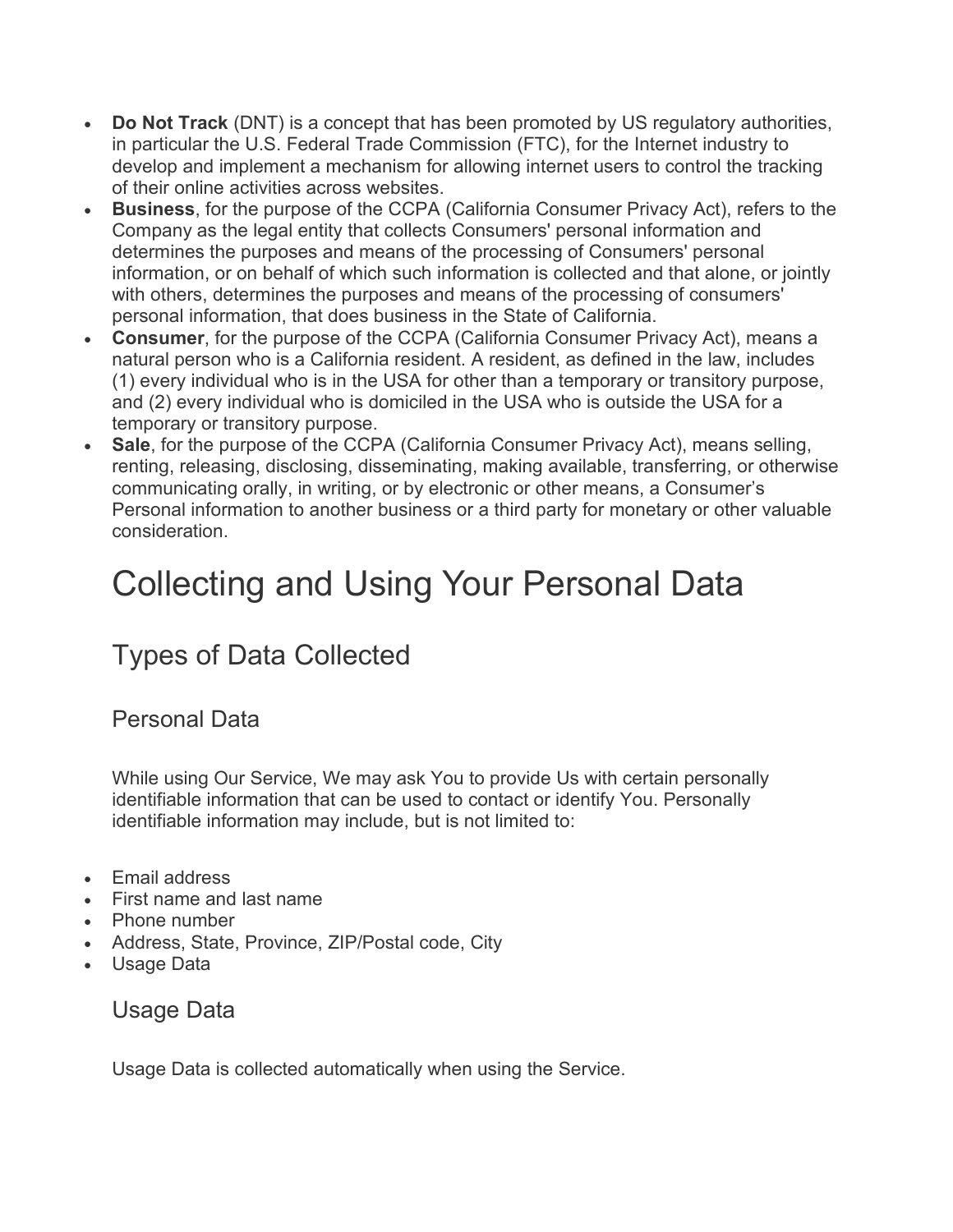- **Do Not Track** (DNT) is a concept that has been promoted by US regulatory authorities, in particular the U.S. Federal Trade Commission (FTC), for the Internet industry to develop and implement a mechanism for allowing internet users to control the tracking of their online activities across websites.
- **Business**, for the purpose of the CCPA (California Consumer Privacy Act), refers to the Company as the legal entity that collects Consumers' personal information and determines the purposes and means of the processing of Consumers' personal information, or on behalf of which such information is collected and that alone, or jointly with others, determines the purposes and means of the processing of consumers' personal information, that does business in the State of California.
- **Consumer**, for the purpose of the CCPA (California Consumer Privacy Act), means a natural person who is a California resident. A resident, as defined in the law, includes (1) every individual who is in the USA for other than a temporary or transitory purpose, and (2) every individual who is domiciled in the USA who is outside the USA for a temporary or transitory purpose.
- **Sale**, for the purpose of the CCPA (California Consumer Privacy Act), means selling, renting, releasing, disclosing, disseminating, making available, transferring, or otherwise communicating orally, in writing, or by electronic or other means, a Consumer's Personal information to another business or a third party for monetary or other valuable consideration.

# Collecting and Using Your Personal Data

## Types of Data Collected

### Personal Data

While using Our Service, We may ask You to provide Us with certain personally identifiable information that can be used to contact or identify You. Personally identifiable information may include, but is not limited to:

- Email address
- First name and last name
- Phone number
- Address, State, Province, ZIP/Postal code, City
- Usage Data

### Usage Data

Usage Data is collected automatically when using the Service.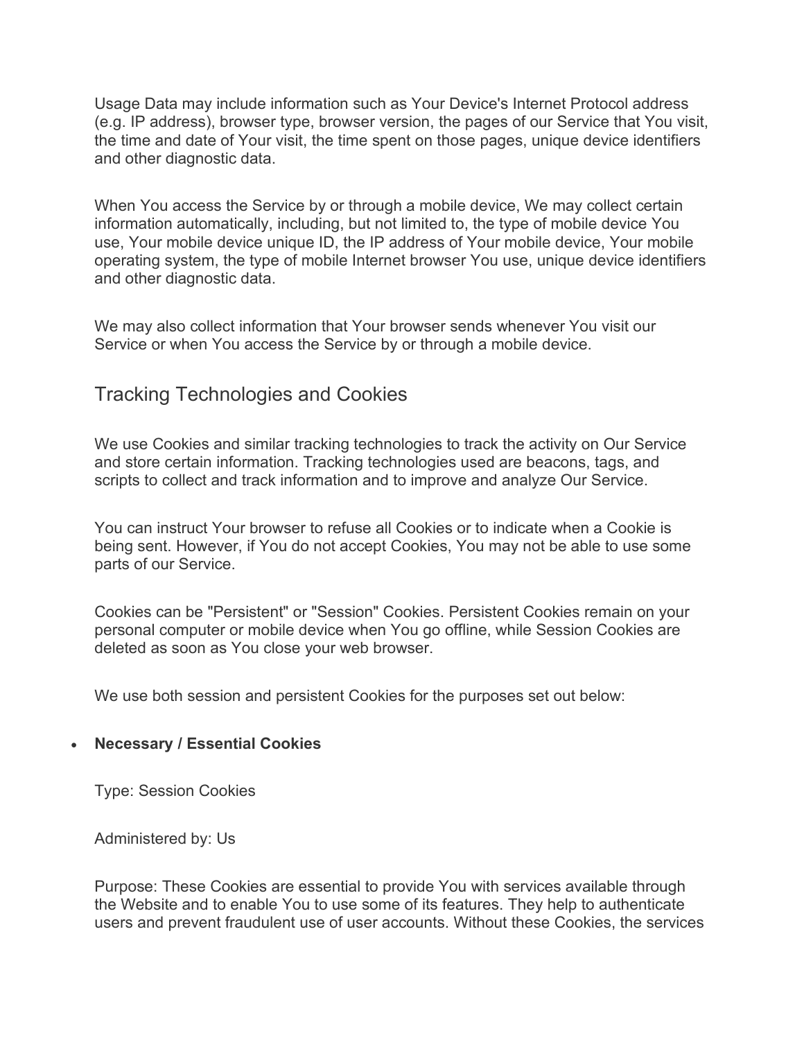Usage Data may include information such as Your Device's Internet Protocol address (e.g. IP address), browser type, browser version, the pages of our Service that You visit, the time and date of Your visit, the time spent on those pages, unique device identifiers and other diagnostic data.

When You access the Service by or through a mobile device, We may collect certain information automatically, including, but not limited to, the type of mobile device You use, Your mobile device unique ID, the IP address of Your mobile device, Your mobile operating system, the type of mobile Internet browser You use, unique device identifiers and other diagnostic data.

We may also collect information that Your browser sends whenever You visit our Service or when You access the Service by or through a mobile device.

## Tracking Technologies and Cookies

We use Cookies and similar tracking technologies to track the activity on Our Service and store certain information. Tracking technologies used are beacons, tags, and scripts to collect and track information and to improve and analyze Our Service.

You can instruct Your browser to refuse all Cookies or to indicate when a Cookie is being sent. However, if You do not accept Cookies, You may not be able to use some parts of our Service.

Cookies can be "Persistent" or "Session" Cookies. Persistent Cookies remain on your personal computer or mobile device when You go offline, while Session Cookies are deleted as soon as You close your web browser.

We use both session and persistent Cookies for the purposes set out below:

- **Necessary / Essential Cookies**

  Type: Session Cookies

  Administered by: Us

  Purpose: These Cookies are essential to provide You with services available through the Website and to enable You to use some of its features. They help to authenticate users and prevent fraudulent use of user accounts. Without these Cookies, the services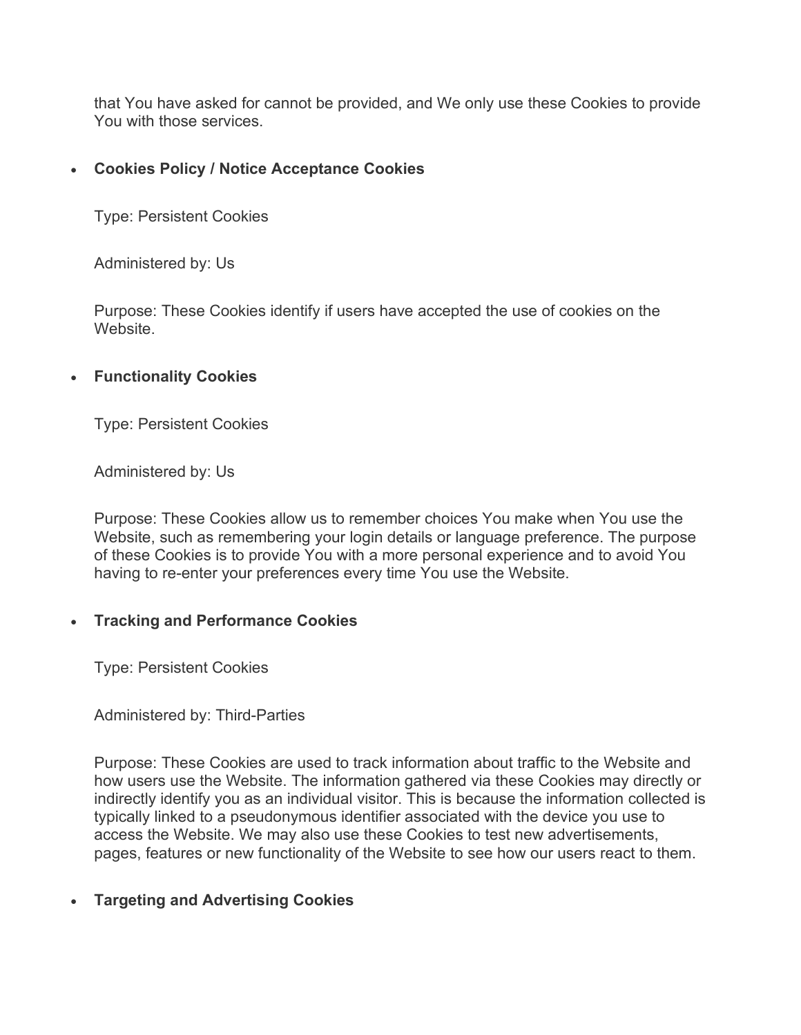that You have asked for cannot be provided, and We only use these Cookies to provide You with those services.

- **Cookies Policy / Notice Acceptance Cookies**

  Type: Persistent Cookies

  Administered by: Us

  Purpose: These Cookies identify if users have accepted the use of cookies on the Website.

- **Functionality Cookies**

  Type: Persistent Cookies

  Administered by: Us

  Purpose: These Cookies allow us to remember choices You make when You use the Website, such as remembering your login details or language preference. The purpose of these Cookies is to provide You with a more personal experience and to avoid You having to re-enter your preferences every time You use the Website.

- **Tracking and Performance Cookies**

  Type: Persistent Cookies

  Administered by: Third-Parties

  Purpose: These Cookies are used to track information about traffic to the Website and how users use the Website. The information gathered via these Cookies may directly or indirectly identify you as an individual visitor. This is because the information collected is typically linked to a pseudonymous identifier associated with the device you use to access the Website. We may also use these Cookies to test new advertisements, pages, features or new functionality of the Website to see how our users react to them.

- **Targeting and Advertising Cookies**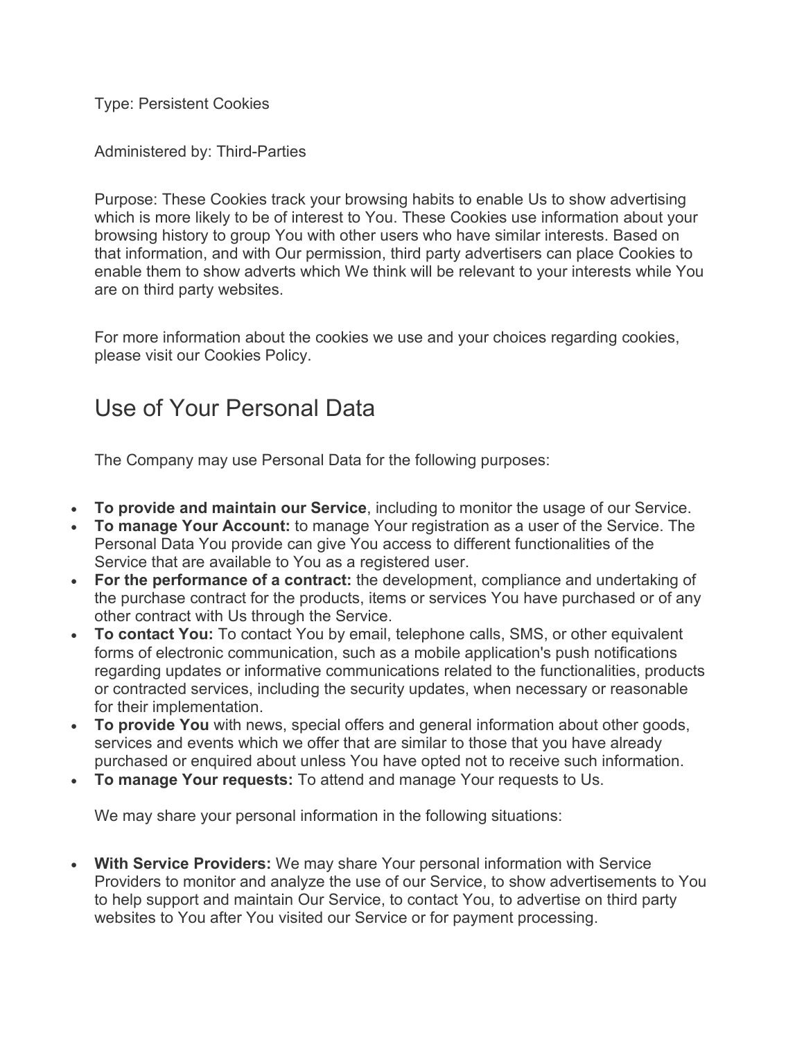Type: Persistent Cookies

Administered by: Third-Parties

Purpose: These Cookies track your browsing habits to enable Us to show advertising which is more likely to be of interest to You. These Cookies use information about your browsing history to group You with other users who have similar interests. Based on that information, and with Our permission, third party advertisers can place Cookies to enable them to show adverts which We think will be relevant to your interests while You are on third party websites.

For more information about the cookies we use and your choices regarding cookies, please visit our Cookies Policy.

## Use of Your Personal Data

The Company may use Personal Data for the following purposes:

- **To provide and maintain our Service**, including to monitor the usage of our Service.
- **To manage Your Account:** to manage Your registration as a user of the Service. The Personal Data You provide can give You access to different functionalities of the Service that are available to You as a registered user.
- **For the performance of a contract:** the development, compliance and undertaking of the purchase contract for the products, items or services You have purchased or of any other contract with Us through the Service.
- **To contact You:** To contact You by email, telephone calls, SMS, or other equivalent forms of electronic communication, such as a mobile application's push notifications regarding updates or informative communications related to the functionalities, products or contracted services, including the security updates, when necessary or reasonable for their implementation.
- **To provide You** with news, special offers and general information about other goods, services and events which we offer that are similar to those that you have already purchased or enquired about unless You have opted not to receive such information.
- **To manage Your requests:** To attend and manage Your requests to Us.

We may share your personal information in the following situations:

- **With Service Providers:** We may share Your personal information with Service Providers to monitor and analyze the use of our Service, to show advertisements to You to help support and maintain Our Service, to contact You, to advertise on third party websites to You after You visited our Service or for payment processing.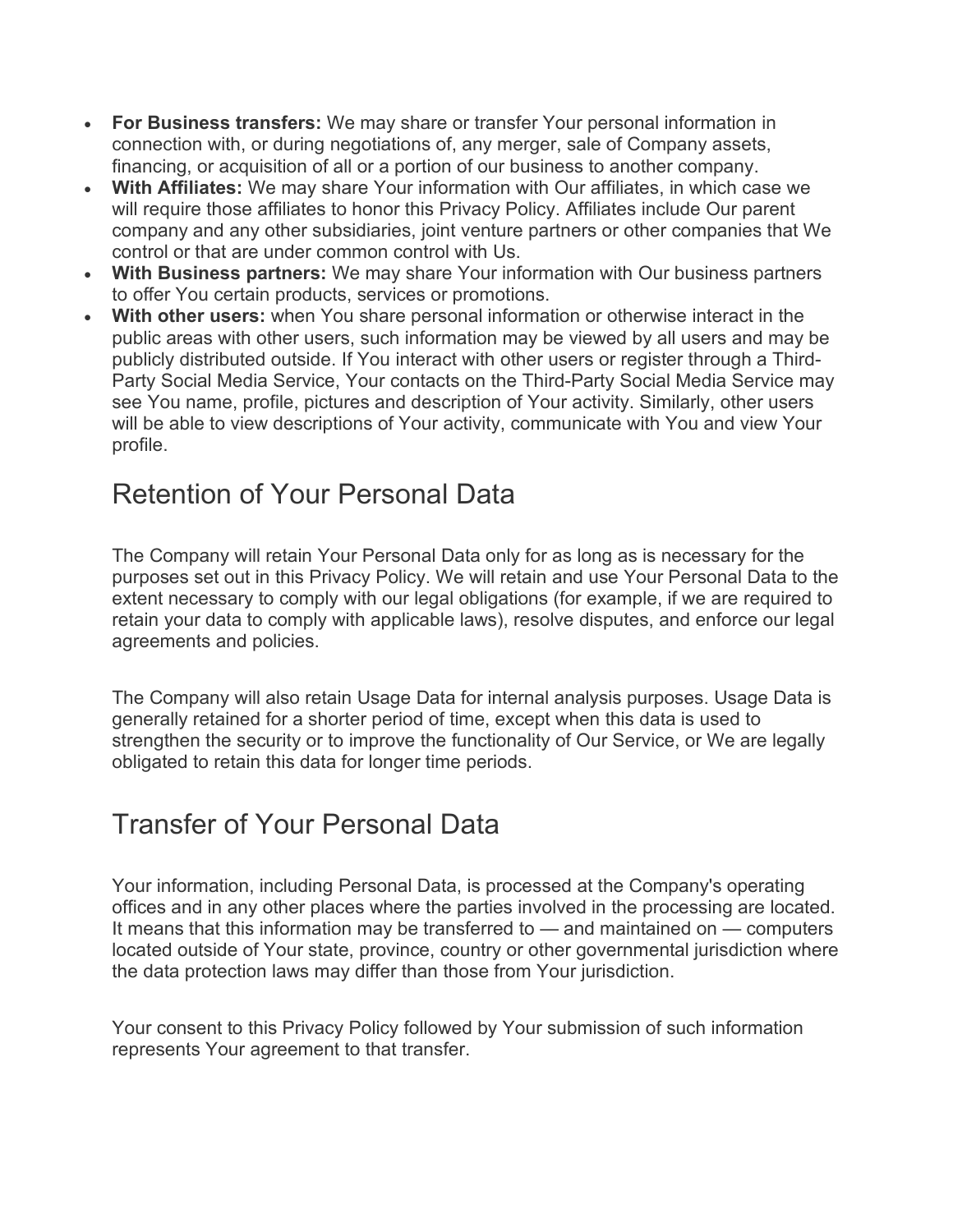- **For Business transfers:** We may share or transfer Your personal information in connection with, or during negotiations of, any merger, sale of Company assets, financing, or acquisition of all or a portion of our business to another company.
- **With Affiliates:** We may share Your information with Our affiliates, in which case we will require those affiliates to honor this Privacy Policy. Affiliates include Our parent company and any other subsidiaries, joint venture partners or other companies that We control or that are under common control with Us.
- **With Business partners:** We may share Your information with Our business partners to offer You certain products, services or promotions.
- **With other users:** when You share personal information or otherwise interact in the public areas with other users, such information may be viewed by all users and may be publicly distributed outside. If You interact with other users or register through a Third-Party Social Media Service, Your contacts on the Third-Party Social Media Service may see You name, profile, pictures and description of Your activity. Similarly, other users will be able to view descriptions of Your activity, communicate with You and view Your profile.

## Retention of Your Personal Data

The Company will retain Your Personal Data only for as long as is necessary for the purposes set out in this Privacy Policy. We will retain and use Your Personal Data to the extent necessary to comply with our legal obligations (for example, if we are required to retain your data to comply with applicable laws), resolve disputes, and enforce our legal agreements and policies.

The Company will also retain Usage Data for internal analysis purposes. Usage Data is generally retained for a shorter period of time, except when this data is used to strengthen the security or to improve the functionality of Our Service, or We are legally obligated to retain this data for longer time periods.

## Transfer of Your Personal Data

Your information, including Personal Data, is processed at the Company's operating offices and in any other places where the parties involved in the processing are located. It means that this information may be transferred to — and maintained on — computers located outside of Your state, province, country or other governmental jurisdiction where the data protection laws may differ than those from Your jurisdiction.

Your consent to this Privacy Policy followed by Your submission of such information represents Your agreement to that transfer.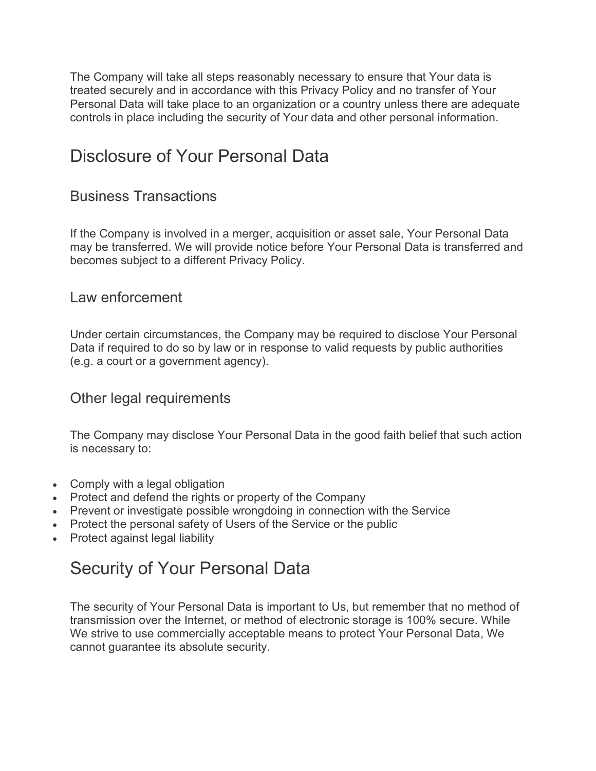The Company will take all steps reasonably necessary to ensure that Your data is treated securely and in accordance with this Privacy Policy and no transfer of Your Personal Data will take place to an organization or a country unless there are adequate controls in place including the security of Your data and other personal information.

## Disclosure of Your Personal Data

### Business Transactions

If the Company is involved in a merger, acquisition or asset sale, Your Personal Data may be transferred. We will provide notice before Your Personal Data is transferred and becomes subject to a different Privacy Policy.

### Law enforcement

Under certain circumstances, the Company may be required to disclose Your Personal Data if required to do so by law or in response to valid requests by public authorities (e.g. a court or a government agency).

### Other legal requirements

The Company may disclose Your Personal Data in the good faith belief that such action is necessary to:

- Comply with a legal obligation
- Protect and defend the rights or property of the Company
- Prevent or investigate possible wrongdoing in connection with the Service
- Protect the personal safety of Users of the Service or the public
- Protect against legal liability

## Security of Your Personal Data

The security of Your Personal Data is important to Us, but remember that no method of transmission over the Internet, or method of electronic storage is 100% secure. While We strive to use commercially acceptable means to protect Your Personal Data, We cannot guarantee its absolute security.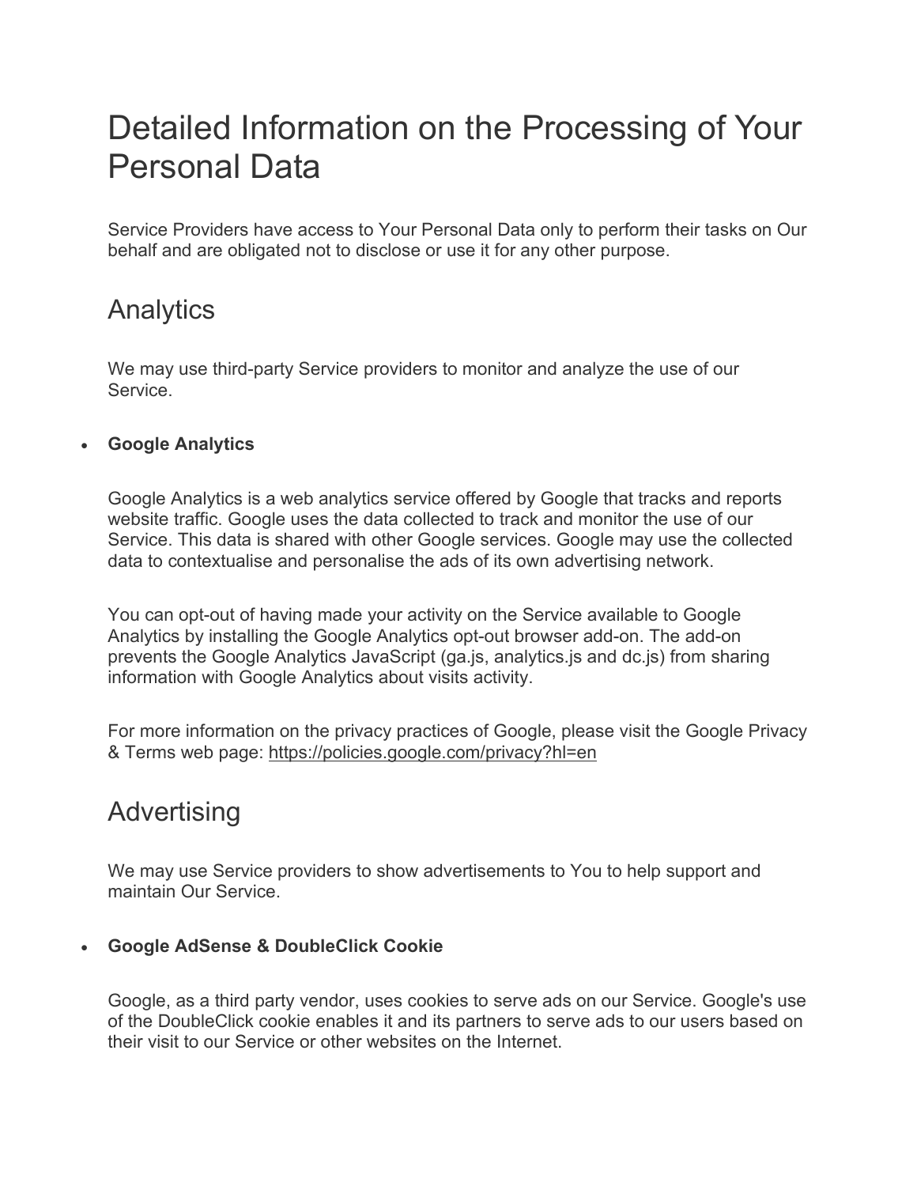# Detailed Information on the Processing of Your Personal Data

Service Providers have access to Your Personal Data only to perform their tasks on Our behalf and are obligated not to disclose or use it for any other purpose.

## Analytics

We may use third-party Service providers to monitor and analyze the use of our Service.

- **Google Analytics**

  Google Analytics is a web analytics service offered by Google that tracks and reports website traffic. Google uses the data collected to track and monitor the use of our Service. This data is shared with other Google services. Google may use the collected data to contextualise and personalise the ads of its own advertising network.

  You can opt-out of having made your activity on the Service available to Google Analytics by installing the Google Analytics opt-out browser add-on. The add-on prevents the Google Analytics JavaScript (ga.js, analytics.js and dc.js) from sharing information with Google Analytics about visits activity.

  For more information on the privacy practices of Google, please visit the Google Privacy & Terms web page: https://policies.google.com/privacy?hl=en

## Advertising

We may use Service providers to show advertisements to You to help support and maintain Our Service.

- **Google AdSense & DoubleClick Cookie**

  Google, as a third party vendor, uses cookies to serve ads on our Service. Google's use of the DoubleClick cookie enables it and its partners to serve ads to our users based on their visit to our Service or other websites on the Internet.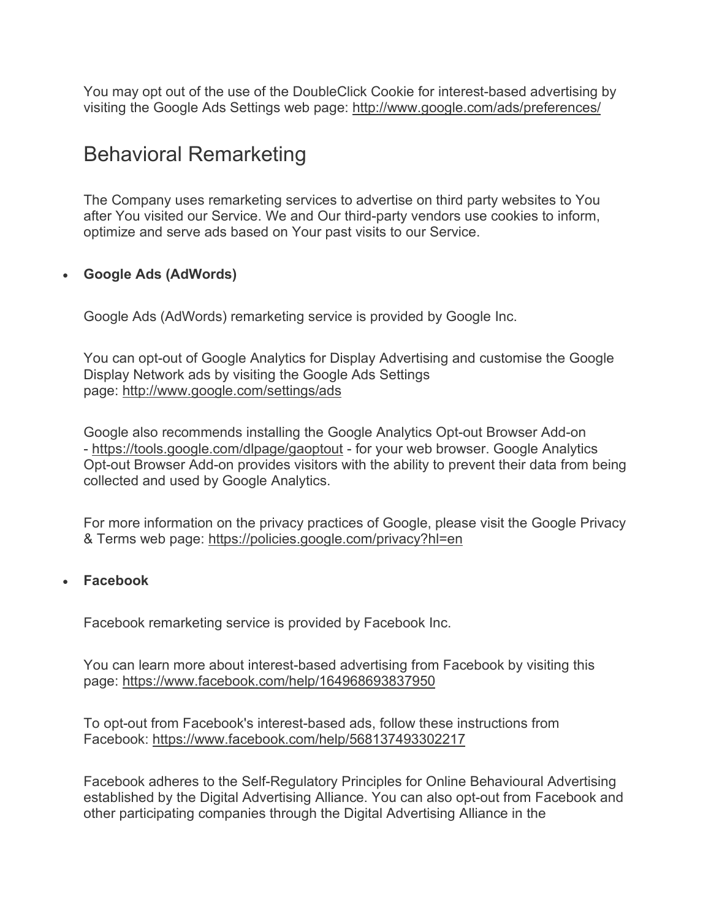You may opt out of the use of the DoubleClick Cookie for interest-based advertising by visiting the Google Ads Settings web page: http://www.google.com/ads/preferences/

## Behavioral Remarketing

The Company uses remarketing services to advertise on third party websites to You after You visited our Service. We and Our third-party vendors use cookies to inform, optimize and serve ads based on Your past visits to our Service.

- **Google Ads (AdWords)**

  Google Ads (AdWords) remarketing service is provided by Google Inc.

  You can opt-out of Google Analytics for Display Advertising and customise the Google Display Network ads by visiting the Google Ads Settings page: http://www.google.com/settings/ads

  Google also recommends installing the Google Analytics Opt-out Browser Add-on - https://tools.google.com/dlpage/gaoptout - for your web browser. Google Analytics Opt-out Browser Add-on provides visitors with the ability to prevent their data from being collected and used by Google Analytics.

  For more information on the privacy practices of Google, please visit the Google Privacy & Terms web page: https://policies.google.com/privacy?hl=en

- **Facebook**

  Facebook remarketing service is provided by Facebook Inc.

  You can learn more about interest-based advertising from Facebook by visiting this page: https://www.facebook.com/help/164968693837950

  To opt-out from Facebook's interest-based ads, follow these instructions from Facebook: https://www.facebook.com/help/568137493302217

  Facebook adheres to the Self-Regulatory Principles for Online Behavioural Advertising established by the Digital Advertising Alliance. You can also opt-out from Facebook and other participating companies through the Digital Advertising Alliance in the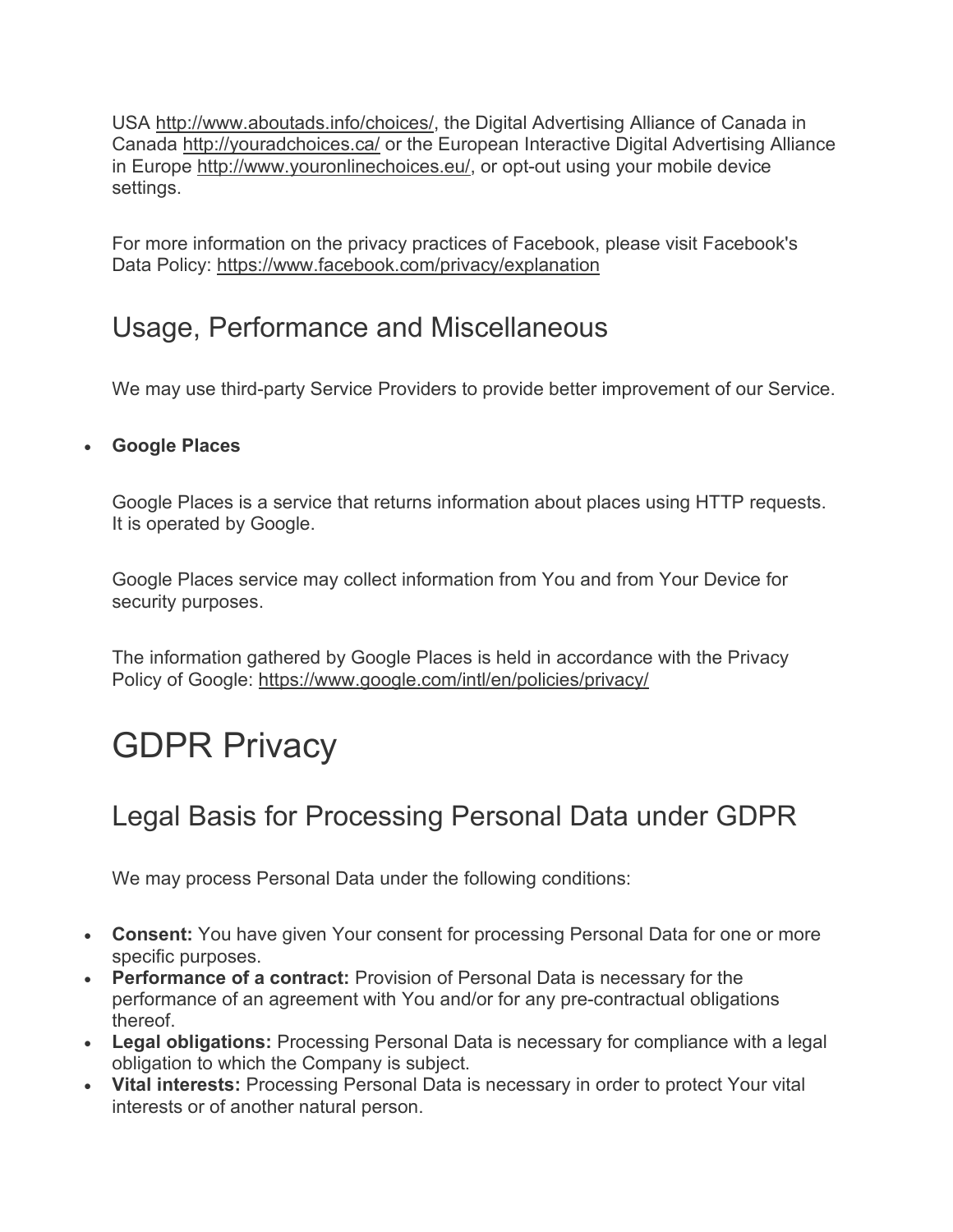USA http://www.aboutads.info/choices/, the Digital Advertising Alliance of Canada in Canada http://youradchoices.ca/ or the European Interactive Digital Advertising Alliance in Europe http://www.youronlinechoices.eu/, or opt-out using your mobile device settings.

For more information on the privacy practices of Facebook, please visit Facebook's Data Policy: https://www.facebook.com/privacy/explanation

## Usage, Performance and Miscellaneous

We may use third-party Service Providers to provide better improvement of our Service.

- **Google Places**

  Google Places is a service that returns information about places using HTTP requests. It is operated by Google.

  Google Places service may collect information from You and from Your Device for security purposes.

  The information gathered by Google Places is held in accordance with the Privacy Policy of Google: https://www.google.com/intl/en/policies/privacy/

# GDPR Privacy

## Legal Basis for Processing Personal Data under GDPR

We may process Personal Data under the following conditions:

- **Consent:** You have given Your consent for processing Personal Data for one or more specific purposes.
- **Performance of a contract:** Provision of Personal Data is necessary for the performance of an agreement with You and/or for any pre-contractual obligations thereof.
- **Legal obligations:** Processing Personal Data is necessary for compliance with a legal obligation to which the Company is subject.
- **Vital interests:** Processing Personal Data is necessary in order to protect Your vital interests or of another natural person.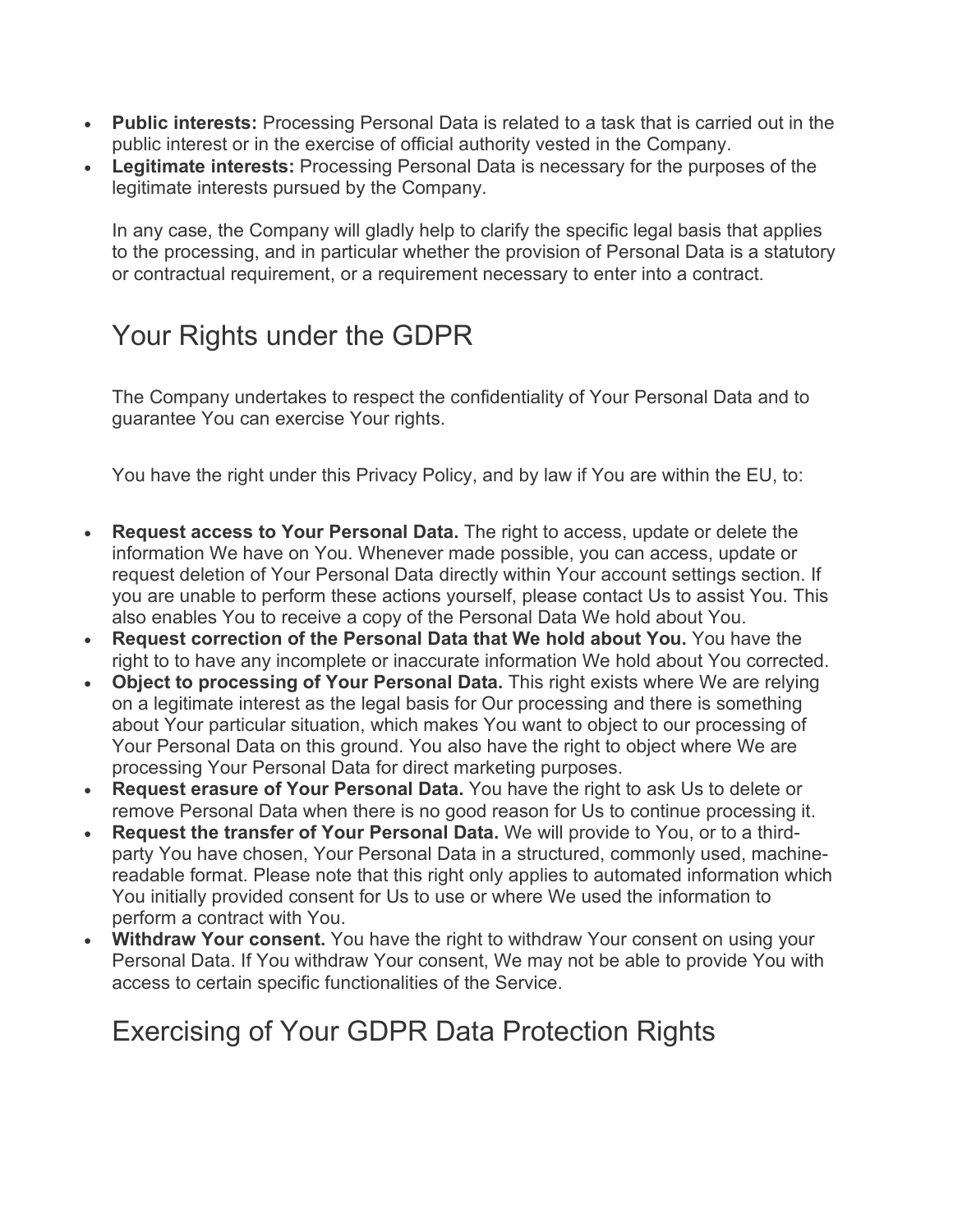- **Public interests:** Processing Personal Data is related to a task that is carried out in the public interest or in the exercise of official authority vested in the Company.
- **Legitimate interests:** Processing Personal Data is necessary for the purposes of the legitimate interests pursued by the Company.

  In any case, the Company will gladly help to clarify the specific legal basis that applies to the processing, and in particular whether the provision of Personal Data is a statutory or contractual requirement, or a requirement necessary to enter into a contract.

## Your Rights under the GDPR

The Company undertakes to respect the confidentiality of Your Personal Data and to guarantee You can exercise Your rights.

You have the right under this Privacy Policy, and by law if You are within the EU, to:

- **Request access to Your Personal Data.** The right to access, update or delete the information We have on You. Whenever made possible, you can access, update or request deletion of Your Personal Data directly within Your account settings section. If you are unable to perform these actions yourself, please contact Us to assist You. This also enables You to receive a copy of the Personal Data We hold about You.
- **Request correction of the Personal Data that We hold about You.** You have the right to to have any incomplete or inaccurate information We hold about You corrected.
- **Object to processing of Your Personal Data.** This right exists where We are relying on a legitimate interest as the legal basis for Our processing and there is something about Your particular situation, which makes You want to object to our processing of Your Personal Data on this ground. You also have the right to object where We are processing Your Personal Data for direct marketing purposes.
- **Request erasure of Your Personal Data.** You have the right to ask Us to delete or remove Personal Data when there is no good reason for Us to continue processing it.
- **Request the transfer of Your Personal Data.** We will provide to You, or to a third-party You have chosen, Your Personal Data in a structured, commonly used, machine-readable format. Please note that this right only applies to automated information which You initially provided consent for Us to use or where We used the information to perform a contract with You.
- **Withdraw Your consent.** You have the right to withdraw Your consent on using your Personal Data. If You withdraw Your consent, We may not be able to provide You with access to certain specific functionalities of the Service.

## Exercising of Your GDPR Data Protection Rights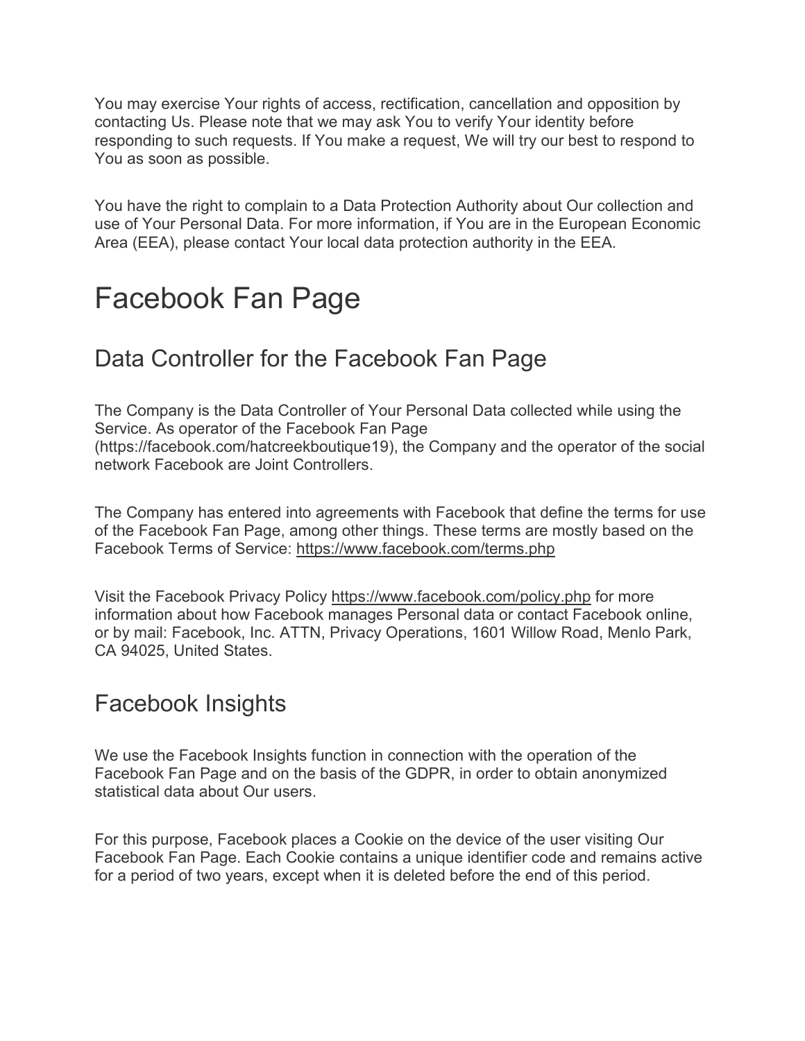You may exercise Your rights of access, rectification, cancellation and opposition by contacting Us. Please note that we may ask You to verify Your identity before responding to such requests. If You make a request, We will try our best to respond to You as soon as possible.

You have the right to complain to a Data Protection Authority about Our collection and use of Your Personal Data. For more information, if You are in the European Economic Area (EEA), please contact Your local data protection authority in the EEA.

# Facebook Fan Page

## Data Controller for the Facebook Fan Page

The Company is the Data Controller of Your Personal Data collected while using the Service. As operator of the Facebook Fan Page (https://facebook.com/hatcreekboutique19), the Company and the operator of the social network Facebook are Joint Controllers.

The Company has entered into agreements with Facebook that define the terms for use of the Facebook Fan Page, among other things. These terms are mostly based on the Facebook Terms of Service: https://www.facebook.com/terms.php

Visit the Facebook Privacy Policy https://www.facebook.com/policy.php for more information about how Facebook manages Personal data or contact Facebook online, or by mail: Facebook, Inc. ATTN, Privacy Operations, 1601 Willow Road, Menlo Park, CA 94025, United States.

## Facebook Insights

We use the Facebook Insights function in connection with the operation of the Facebook Fan Page and on the basis of the GDPR, in order to obtain anonymized statistical data about Our users.

For this purpose, Facebook places a Cookie on the device of the user visiting Our Facebook Fan Page. Each Cookie contains a unique identifier code and remains active for a period of two years, except when it is deleted before the end of this period.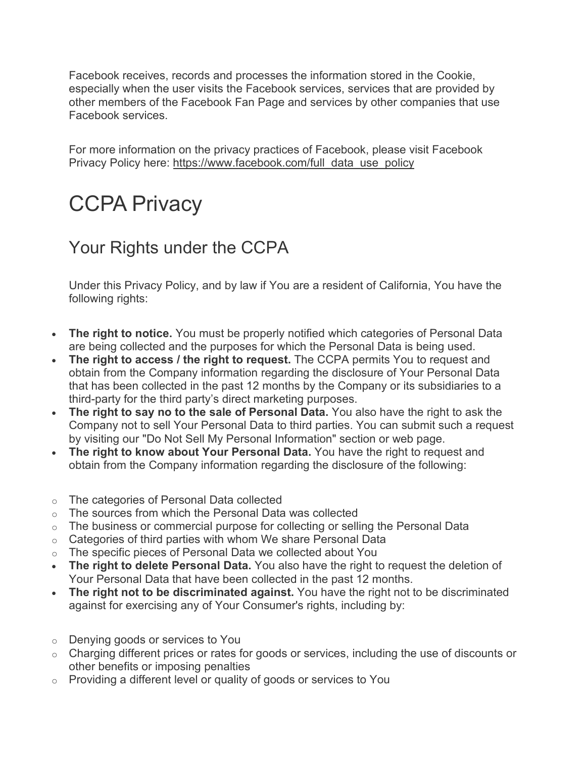Facebook receives, records and processes the information stored in the Cookie, especially when the user visits the Facebook services, services that are provided by other members of the Facebook Fan Page and services by other companies that use Facebook services.

For more information on the privacy practices of Facebook, please visit Facebook Privacy Policy here: https://www.facebook.com/full_data_use_policy

# CCPA Privacy

## Your Rights under the CCPA

Under this Privacy Policy, and by law if You are a resident of California, You have the following rights:

- **The right to notice.** You must be properly notified which categories of Personal Data are being collected and the purposes for which the Personal Data is being used.
- **The right to access / the right to request.** The CCPA permits You to request and obtain from the Company information regarding the disclosure of Your Personal Data that has been collected in the past 12 months by the Company or its subsidiaries to a third-party for the third party's direct marketing purposes.
- **The right to say no to the sale of Personal Data.** You also have the right to ask the Company not to sell Your Personal Data to third parties. You can submit such a request by visiting our "Do Not Sell My Personal Information" section or web page.
- **The right to know about Your Personal Data.** You have the right to request and obtain from the Company information regarding the disclosure of the following:
  - The categories of Personal Data collected
  - The sources from which the Personal Data was collected
  - The business or commercial purpose for collecting or selling the Personal Data
  - Categories of third parties with whom We share Personal Data
  - The specific pieces of Personal Data we collected about You
- **The right to delete Personal Data.** You also have the right to request the deletion of Your Personal Data that have been collected in the past 12 months.
- **The right not to be discriminated against.** You have the right not to be discriminated against for exercising any of Your Consumer's rights, including by:
  - Denying goods or services to You
  - Charging different prices or rates for goods or services, including the use of discounts or other benefits or imposing penalties
  - Providing a different level or quality of goods or services to You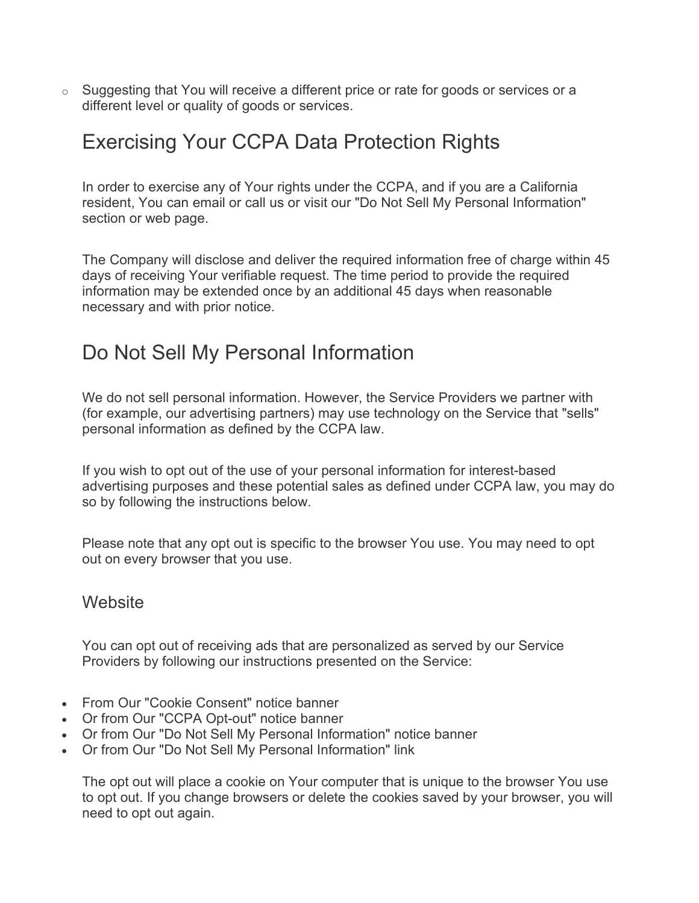- Suggesting that You will receive a different price or rate for goods or services or a different level or quality of goods or services.

## Exercising Your CCPA Data Protection Rights

In order to exercise any of Your rights under the CCPA, and if you are a California resident, You can email or call us or visit our "Do Not Sell My Personal Information" section or web page.

The Company will disclose and deliver the required information free of charge within 45 days of receiving Your verifiable request. The time period to provide the required information may be extended once by an additional 45 days when reasonable necessary and with prior notice.

## Do Not Sell My Personal Information

We do not sell personal information. However, the Service Providers we partner with (for example, our advertising partners) may use technology on the Service that "sells" personal information as defined by the CCPA law.

If you wish to opt out of the use of your personal information for interest-based advertising purposes and these potential sales as defined under CCPA law, you may do so by following the instructions below.

Please note that any opt out is specific to the browser You use. You may need to opt out on every browser that you use.

### Website

You can opt out of receiving ads that are personalized as served by our Service Providers by following our instructions presented on the Service:

- From Our "Cookie Consent" notice banner
- Or from Our "CCPA Opt-out" notice banner
- Or from Our "Do Not Sell My Personal Information" notice banner
- Or from Our "Do Not Sell My Personal Information" link

The opt out will place a cookie on Your computer that is unique to the browser You use to opt out. If you change browsers or delete the cookies saved by your browser, you will need to opt out again.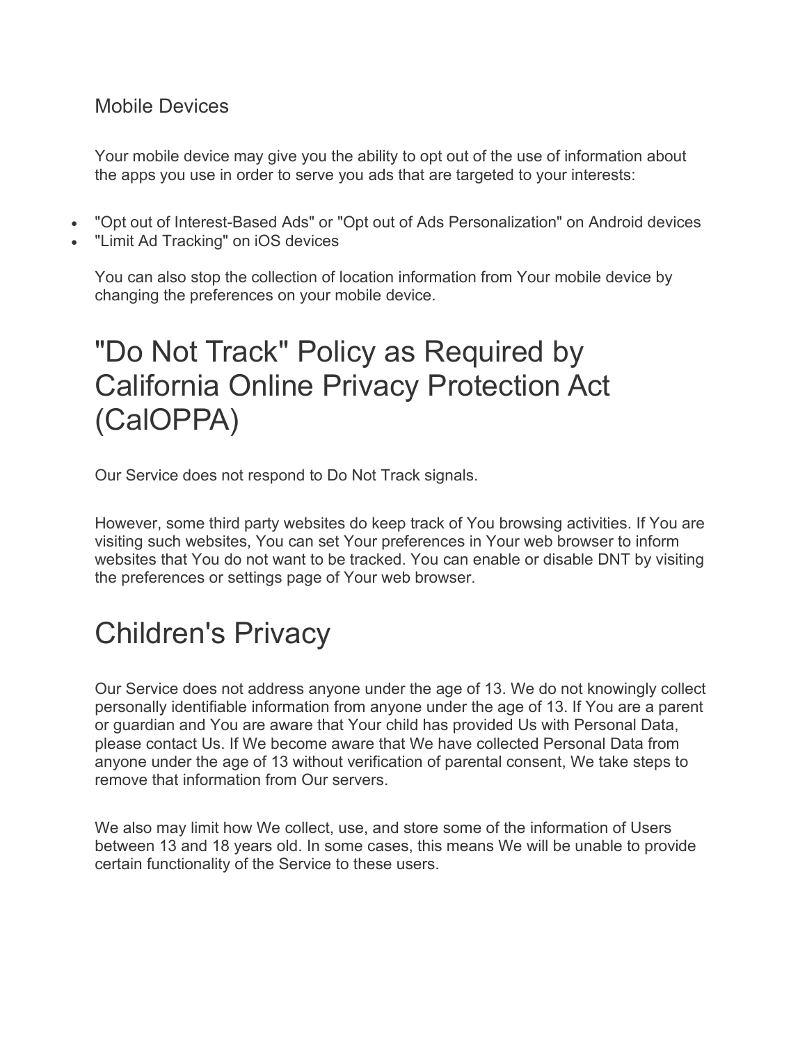### Mobile Devices

Your mobile device may give you the ability to opt out of the use of information about the apps you use in order to serve you ads that are targeted to your interests:

- "Opt out of Interest-Based Ads" or "Opt out of Ads Personalization" on Android devices
- "Limit Ad Tracking" on iOS devices

You can also stop the collection of location information from Your mobile device by changing the preferences on your mobile device.

# "Do Not Track" Policy as Required by California Online Privacy Protection Act (CalOPPA)

Our Service does not respond to Do Not Track signals.

However, some third party websites do keep track of You browsing activities. If You are visiting such websites, You can set Your preferences in Your web browser to inform websites that You do not want to be tracked. You can enable or disable DNT by visiting the preferences or settings page of Your web browser.

# Children's Privacy

Our Service does not address anyone under the age of 13. We do not knowingly collect personally identifiable information from anyone under the age of 13. If You are a parent or guardian and You are aware that Your child has provided Us with Personal Data, please contact Us. If We become aware that We have collected Personal Data from anyone under the age of 13 without verification of parental consent, We take steps to remove that information from Our servers.

We also may limit how We collect, use, and store some of the information of Users between 13 and 18 years old. In some cases, this means We will be unable to provide certain functionality of the Service to these users.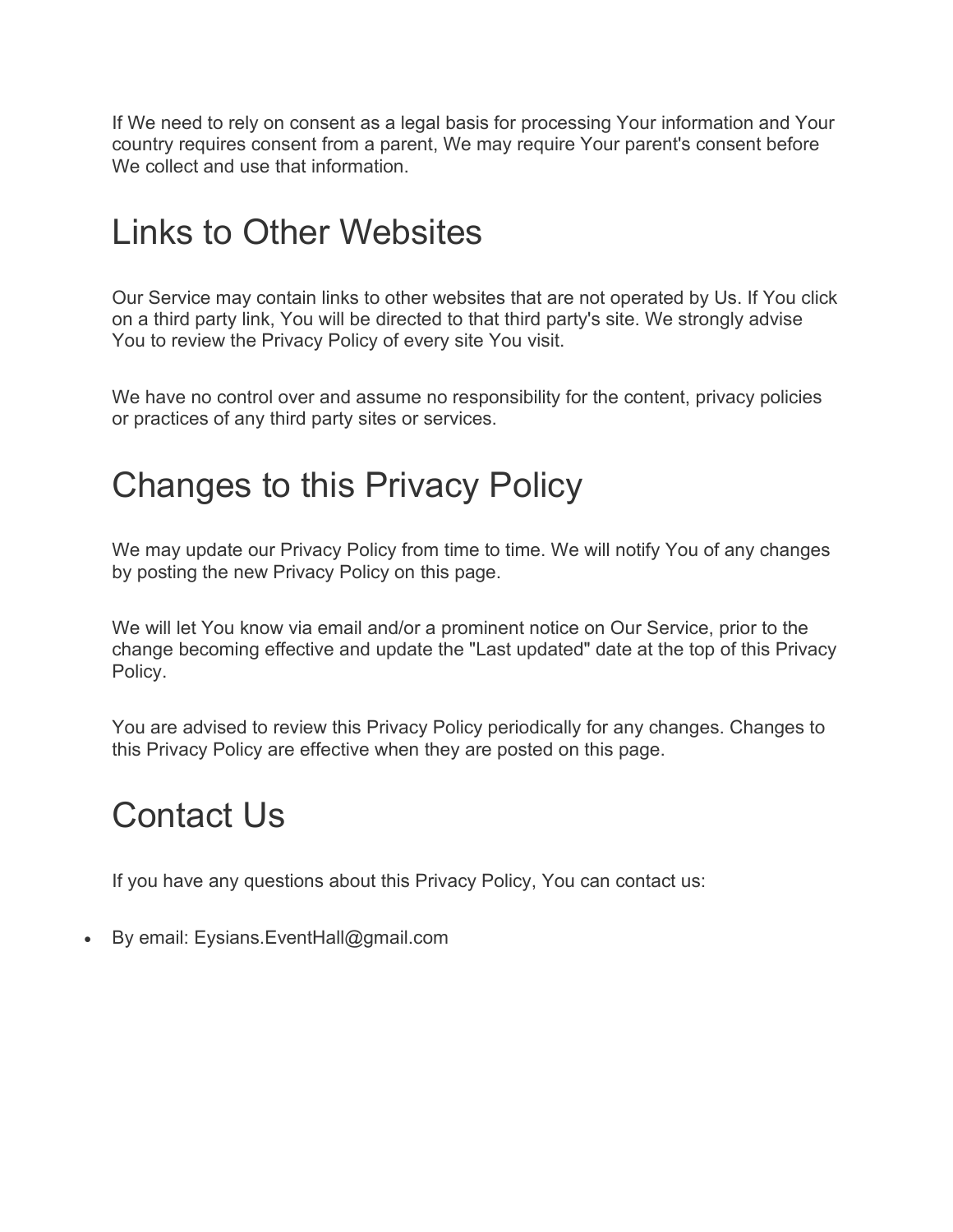If We need to rely on consent as a legal basis for processing Your information and Your country requires consent from a parent, We may require Your parent's consent before We collect and use that information.

# Links to Other Websites

Our Service may contain links to other websites that are not operated by Us. If You click on a third party link, You will be directed to that third party's site. We strongly advise You to review the Privacy Policy of every site You visit.

We have no control over and assume no responsibility for the content, privacy policies or practices of any third party sites or services.

# Changes to this Privacy Policy

We may update our Privacy Policy from time to time. We will notify You of any changes by posting the new Privacy Policy on this page.

We will let You know via email and/or a prominent notice on Our Service, prior to the change becoming effective and update the "Last updated" date at the top of this Privacy Policy.

You are advised to review this Privacy Policy periodically for any changes. Changes to this Privacy Policy are effective when they are posted on this page.

# Contact Us

If you have any questions about this Privacy Policy, You can contact us:

- By email: Eysians.EventHall@gmail.com